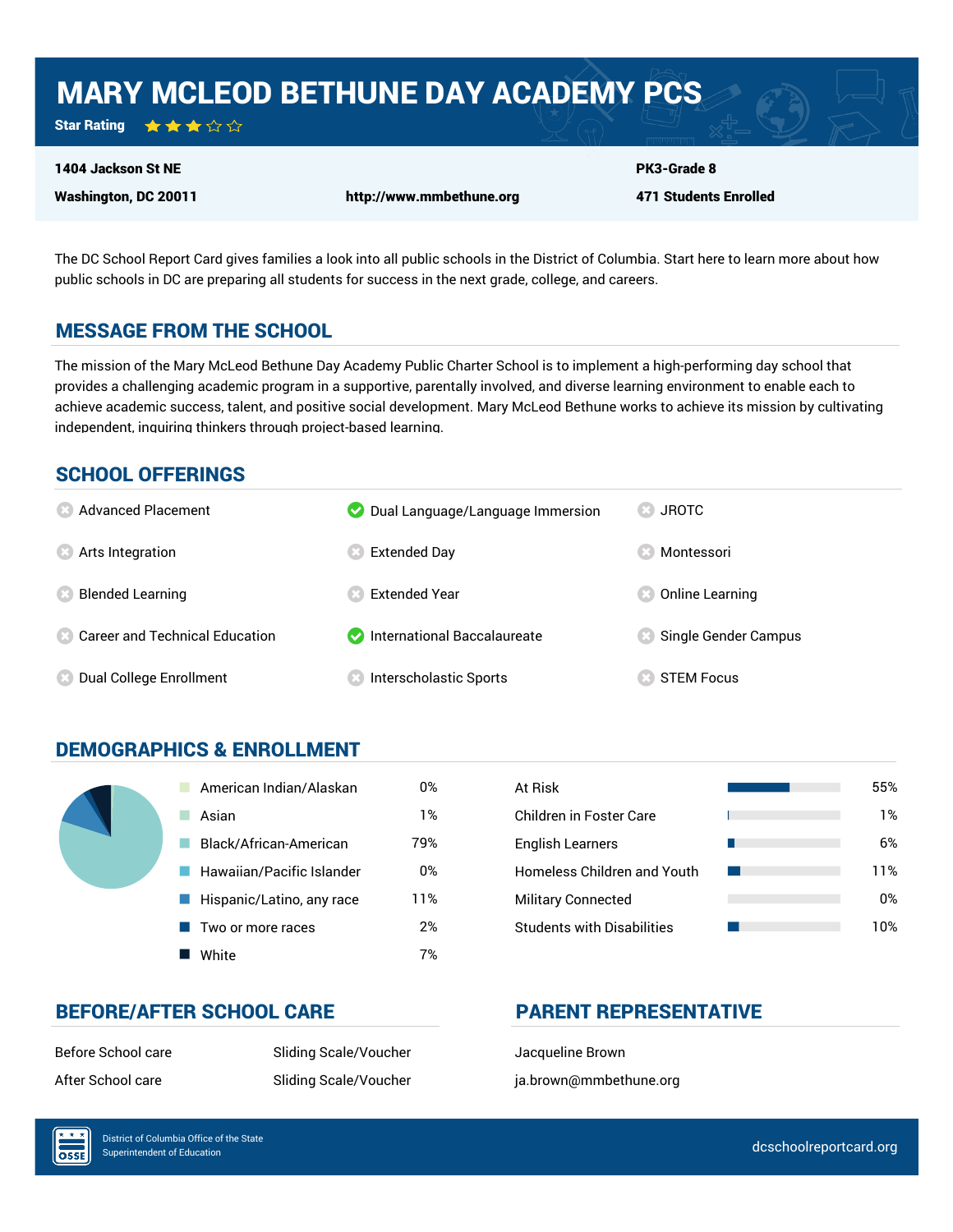# MARY MCLEOD BETHUNE DAY ACADEMY PCS

**Star Rating** ★★★☆☆

**1404 Jackson St NE**
**Washington, DC 20011**

**http://www.mmbethune.org**

**PK3-Grade 8**
**471 Students Enrolled**

The DC School Report Card gives families a look into all public schools in the District of Columbia. Start here to learn more about how public schools in DC are preparing all students for success in the next grade, college, and careers.

## MESSAGE FROM THE SCHOOL

The mission of the Mary McLeod Bethune Day Academy Public Charter School is to implement a high-performing day school that provides a challenging academic program in a supportive, parentally involved, and diverse learning environment to enable each to achieve academic success, talent, and positive social development. Mary McLeod Bethune works to achieve its mission by cultivating independent, inquiring thinkers through project-based learning.

## SCHOOL OFFERINGS

| Offering | Available |
|---|---|
| Advanced Placement | No |
| Arts Integration | No |
| Blended Learning | No |
| Career and Technical Education | No |
| Dual College Enrollment | No |
| Dual Language/Language Immersion | Yes |
| Extended Day | No |
| Extended Year | No |
| International Baccalaureate | Yes |
| Interscholastic Sports | No |
| JROTC | No |
| Montessori | No |
| Online Learning | No |
| Single Gender Campus | No |
| STEM Focus | No |

## DEMOGRAPHICS & ENROLLMENT

| Race/Ethnicity | Percent |
|---|---|
| American Indian/Alaskan | 0% |
| Asian | 1% |
| Black/African-American | 79% |
| Hawaiian/Pacific Islander | 0% |
| Hispanic/Latino, any race | 11% |
| Two or more races | 2% |
| White | 7% |

| Student Group | Percent |
|---|---|
| At Risk | 55% |
| Children in Foster Care | 1% |
| English Learners | 6% |
| Homeless Children and Youth | 11% |
| Military Connected | 0% |
| Students with Disabilities | 10% |

## BEFORE/AFTER SCHOOL CARE

| | |
|---|---|
| Before School care | Sliding Scale/Voucher |
| After School care | Sliding Scale/Voucher |

## PARENT REPRESENTATIVE

Jacqueline Brown
ja.brown@mmbethune.org

District of Columbia Office of the State Superintendent of Education

dcschoolreportcard.org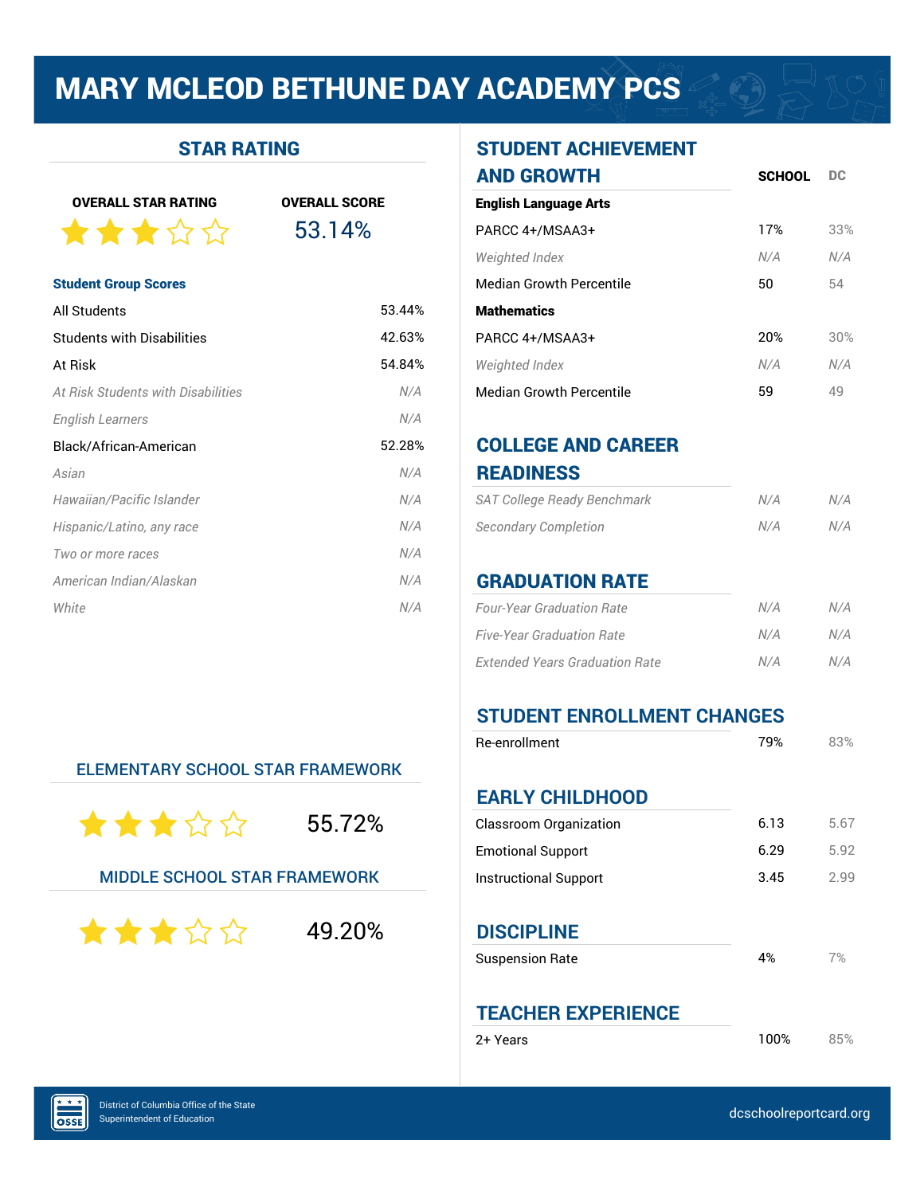# MARY MCLEOD BETHUNE DAY ACADEMY PCS

## STAR RATING

**OVERALL STAR RATING**

★★★☆☆

**OVERALL SCORE**

53.14%

### Student Group Scores

| | |
|---|---|
| All Students | 53.44% |
| Students with Disabilities | 42.63% |
| At Risk | 54.84% |
| *At Risk Students with Disabilities* | *N/A* |
| *English Learners* | *N/A* |
| Black/African-American | 52.28% |
| *Asian* | *N/A* |
| *Hawaiian/Pacific Islander* | *N/A* |
| *Hispanic/Latino, any race* | *N/A* |
| *Two or more races* | *N/A* |
| *American Indian/Alaskan* | *N/A* |
| *White* | *N/A* |

### ELEMENTARY SCHOOL STAR FRAMEWORK

★★★☆☆ 55.72%

### MIDDLE SCHOOL STAR FRAMEWORK

★★★☆☆ 49.20%

## STUDENT ACHIEVEMENT AND GROWTH

| | SCHOOL | DC |
|---|---|---|
| **English Language Arts** | | |
| PARCC 4+/MSAA3+ | 17% | 33% |
| *Weighted Index* | *N/A* | *N/A* |
| Median Growth Percentile | 50 | 54 |
| **Mathematics** | | |
| PARCC 4+/MSAA3+ | 20% | 30% |
| *Weighted Index* | *N/A* | *N/A* |
| Median Growth Percentile | 59 | 49 |

## COLLEGE AND CAREER READINESS

| | SCHOOL | DC |
|---|---|---|
| *SAT College Ready Benchmark* | *N/A* | *N/A* |
| *Secondary Completion* | *N/A* | *N/A* |

## GRADUATION RATE

| | SCHOOL | DC |
|---|---|---|
| *Four-Year Graduation Rate* | *N/A* | *N/A* |
| *Five-Year Graduation Rate* | *N/A* | *N/A* |
| *Extended Years Graduation Rate* | *N/A* | *N/A* |

## STUDENT ENROLLMENT CHANGES

| | SCHOOL | DC |
|---|---|---|
| Re-enrollment | 79% | 83% |

## EARLY CHILDHOOD

| | SCHOOL | DC |
|---|---|---|
| Classroom Organization | 6.13 | 5.67 |
| Emotional Support | 6.29 | 5.92 |
| Instructional Support | 3.45 | 2.99 |

## DISCIPLINE

| | SCHOOL | DC |
|---|---|---|
| Suspension Rate | 4% | 7% |

## TEACHER EXPERIENCE

| | SCHOOL | DC |
|---|---|---|
| 2+ Years | 100% | 85% |

District of Columbia Office of the State Superintendent of Education

dcschoolreportcard.org